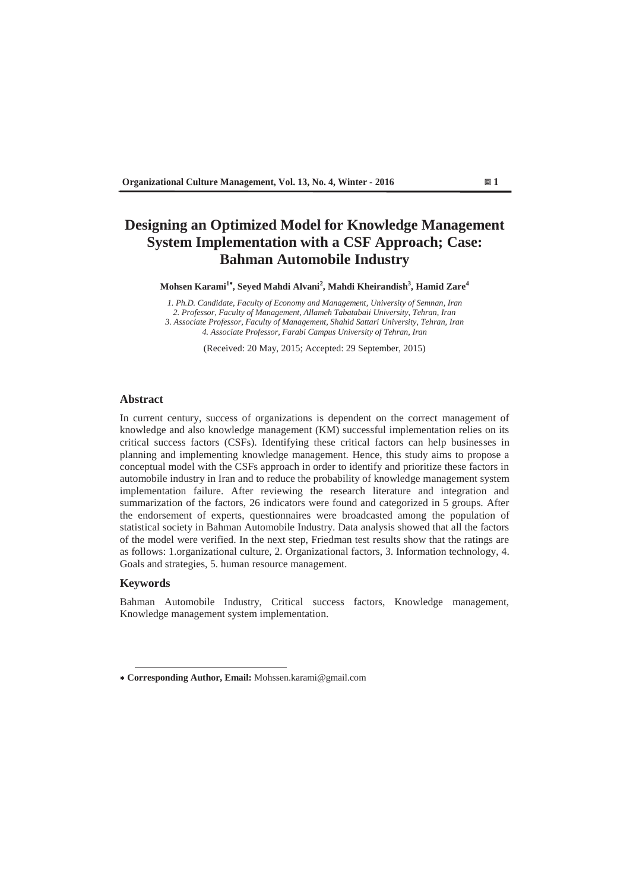# Designing an Optimized Model for Knowledge Management System Implementation with a CSF Approach; Case: Bahman Automobile Industry

**Mohsen Karami[1*], Seyed Mahdi Alvani[2], Mahdi Kheirandish[3], Hamid Zare[4]**

*1. Ph.D. Candidate, Faculty of Economy and Management, University of Semnan, Iran*
*2. Professor, Faculty of Management, Allameh Tabatabaii University, Tehran, Iran*
*3. Associate Professor, Faculty of Management, Shahid Sattari University, Tehran, Iran*
*4. Associate Professor, Farabi Campus University of Tehran, Iran*

(Received: 20 May, 2015; Accepted: 29 September, 2015)

## Abstract

In current century, success of organizations is dependent on the correct management of knowledge and also knowledge management (KM) successful implementation relies on its critical success factors (CSFs). Identifying these critical factors can help businesses in planning and implementing knowledge management. Hence, this study aims to propose a conceptual model with the CSFs approach in order to identify and prioritize these factors in automobile industry in Iran and to reduce the probability of knowledge management system implementation failure. After reviewing the research literature and integration and summarization of the factors, 26 indicators were found and categorized in 5 groups. After the endorsement of experts, questionnaires were broadcasted among the population of statistical society in Bahman Automobile Industry. Data analysis showed that all the factors of the model were verified. In the next step, Friedman test results show that the ratings are as follows: 1.organizational culture, 2. Organizational factors, 3. Information technology, 4. Goals and strategies, 5. human resource management.

## Keywords

Bahman Automobile Industry, Critical success factors, Knowledge management, Knowledge management system implementation.

---

* **Corresponding Author, Email:** Mohssen.karami@gmail.com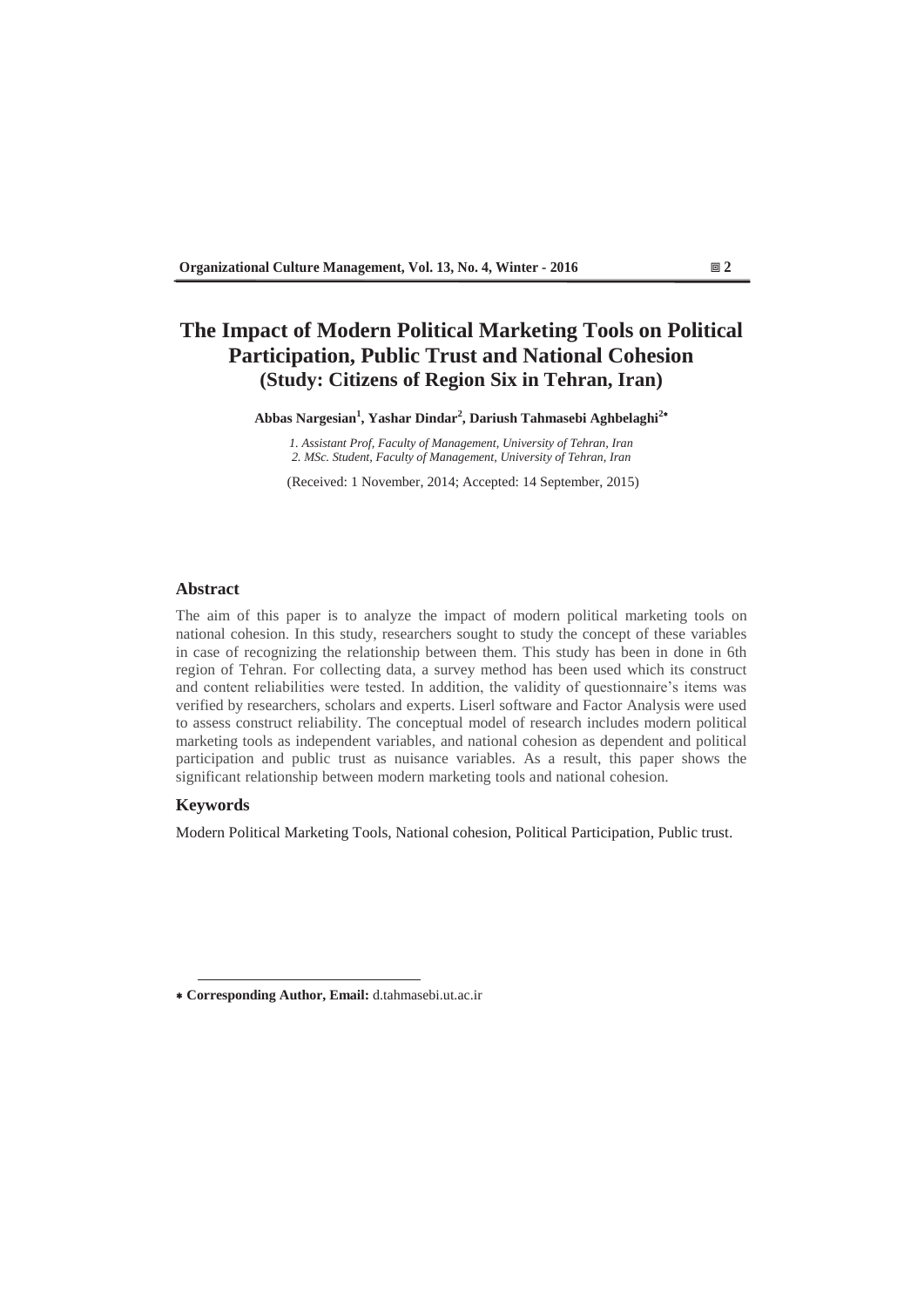# The Impact of Modern Political Marketing Tools on Political Participation, Public Trust and National Cohesion

## (Study: Citizens of Region Six in Tehran, Iran)

**Abbas Nargesian[1], Yashar Dindar[2], Dariush Tahmasebi Aghbelaghi[2]***

*1. Assistant Prof, Faculty of Management, University of Tehran, Iran*
*2. MSc. Student, Faculty of Management, University of Tehran, Iran*

(Received: 1 November, 2014; Accepted: 14 September, 2015)

### Abstract

The aim of this paper is to analyze the impact of modern political marketing tools on national cohesion. In this study, researchers sought to study the concept of these variables in case of recognizing the relationship between them. This study has been in done in 6th region of Tehran. For collecting data, a survey method has been used which its construct and content reliabilities were tested. In addition, the validity of questionnaire's items was verified by researchers, scholars and experts. Liserl software and Factor Analysis were used to assess construct reliability. The conceptual model of research includes modern political marketing tools as independent variables, and national cohesion as dependent and political participation and public trust as nuisance variables. As a result, this paper shows the significant relationship between modern marketing tools and national cohesion.

### Keywords

Modern Political Marketing Tools, National cohesion, Political Participation, Public trust.

---

* **Corresponding Author, Email:** d.tahmasebi.ut.ac.ir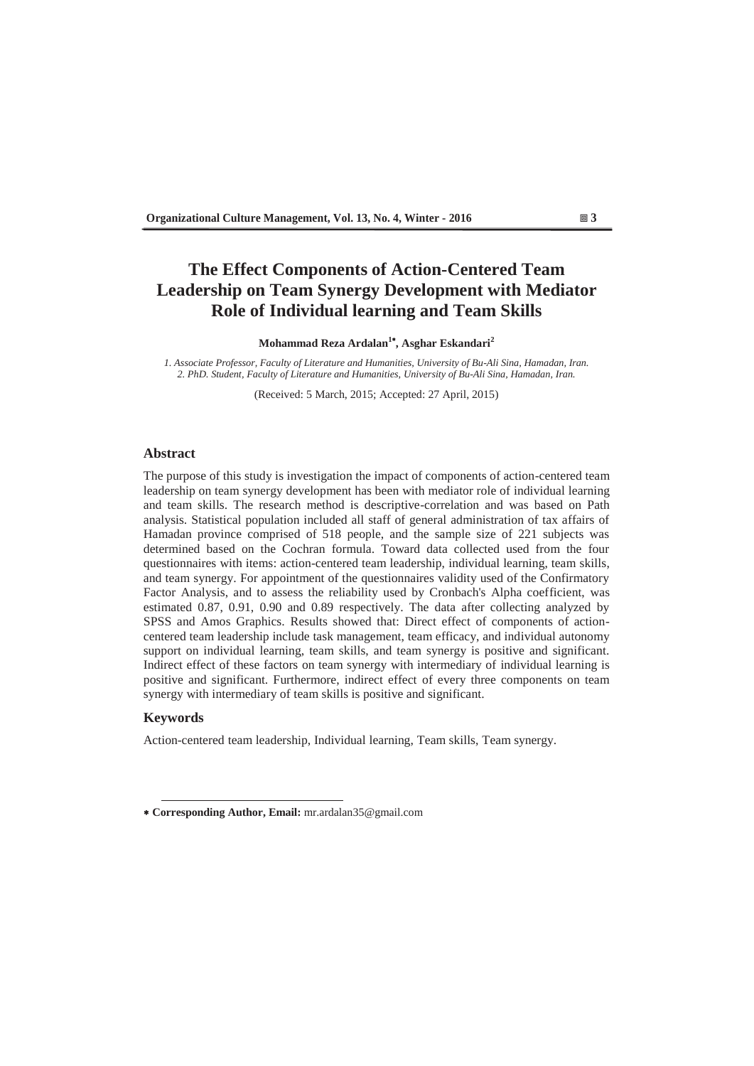# The Effect Components of Action-Centered Team Leadership on Team Synergy Development with Mediator Role of Individual learning and Team Skills

**Mohammad Reza Ardalan[1*], Asghar Eskandari[2]**

*1. Associate Professor, Faculty of Literature and Humanities, University of Bu-Ali Sina, Hamadan, Iran.*
*2. PhD. Student, Faculty of Literature and Humanities, University of Bu-Ali Sina, Hamadan, Iran.*

(Received: 5 March, 2015; Accepted: 27 April, 2015)

## Abstract

The purpose of this study is investigation the impact of components of action-centered team leadership on team synergy development has been with mediator role of individual learning and team skills. The research method is descriptive-correlation and was based on Path analysis. Statistical population included all staff of general administration of tax affairs of Hamadan province comprised of 518 people, and the sample size of 221 subjects was determined based on the Cochran formula. Toward data collected used from the four questionnaires with items: action-centered team leadership, individual learning, team skills, and team synergy. For appointment of the questionnaires validity used of the Confirmatory Factor Analysis, and to assess the reliability used by Cronbach's Alpha coefficient, was estimated 0.87, 0.91, 0.90 and 0.89 respectively. The data after collecting analyzed by SPSS and Amos Graphics. Results showed that: Direct effect of components of action-centered team leadership include task management, team efficacy, and individual autonomy support on individual learning, team skills, and team synergy is positive and significant. Indirect effect of these factors on team synergy with intermediary of individual learning is positive and significant. Furthermore, indirect effect of every three components on team synergy with intermediary of team skills is positive and significant.

## Keywords

Action-centered team leadership, Individual learning, Team skills, Team synergy.

---

* **Corresponding Author, Email:** mr.ardalan35@gmail.com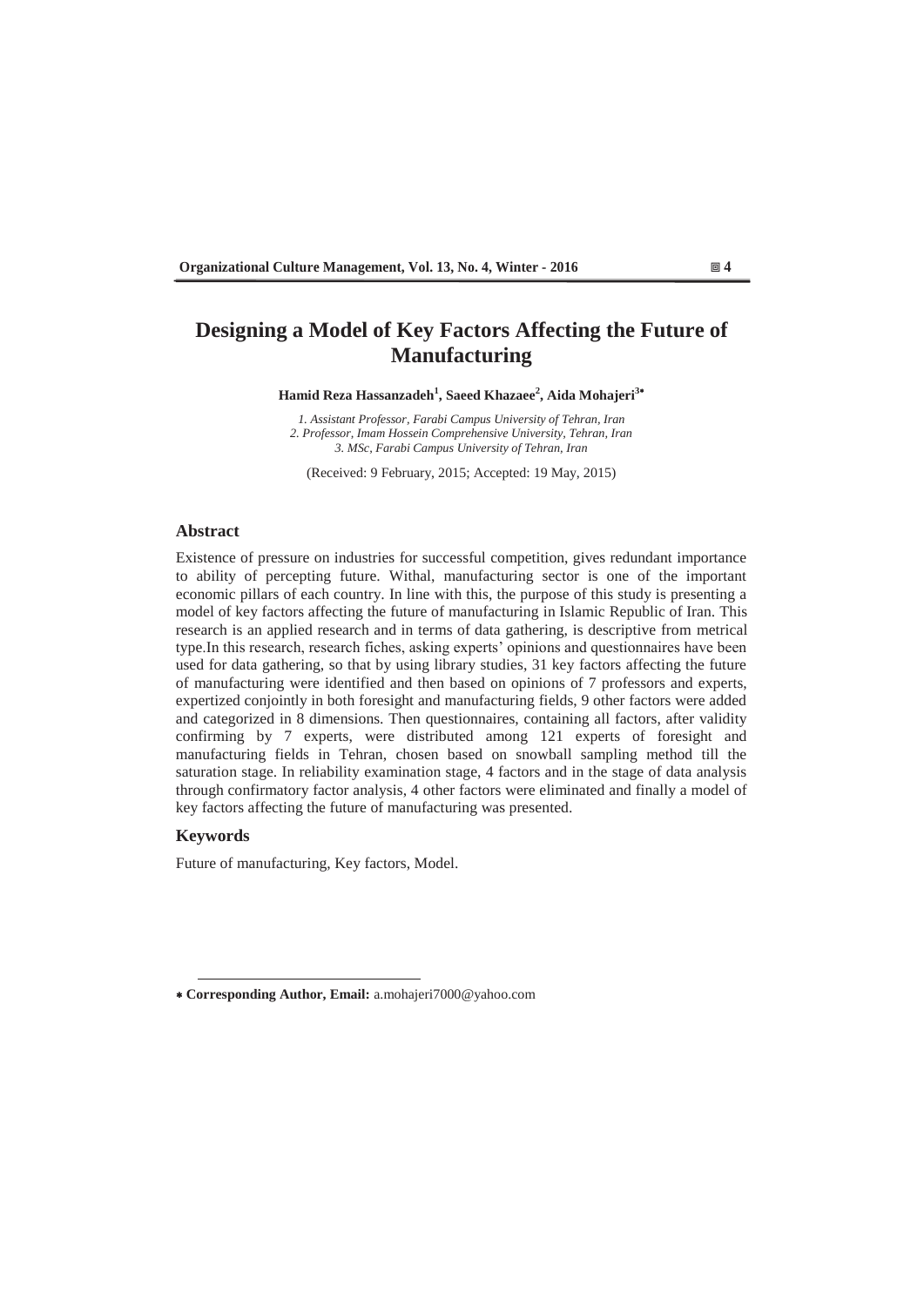# Designing a Model of Key Factors Affecting the Future of Manufacturing

**Hamid Reza Hassanzadeh[1], Saeed Khazaee[2], Aida Mohajeri[3*]**

*1. Assistant Professor, Farabi Campus University of Tehran, Iran*
*2. Professor, Imam Hossein Comprehensive University, Tehran, Iran*
*3. MSc, Farabi Campus University of Tehran, Iran*

(Received: 9 February, 2015; Accepted: 19 May, 2015)

## Abstract

Existence of pressure on industries for successful competition, gives redundant importance to ability of percepting future. Withal, manufacturing sector is one of the important economic pillars of each country. In line with this, the purpose of this study is presenting a model of key factors affecting the future of manufacturing in Islamic Republic of Iran. This research is an applied research and in terms of data gathering, is descriptive from metrical type.In this research, research fiches, asking experts' opinions and questionnaires have been used for data gathering, so that by using library studies, 31 key factors affecting the future of manufacturing were identified and then based on opinions of 7 professors and experts, expertized conjointly in both foresight and manufacturing fields, 9 other factors were added and categorized in 8 dimensions. Then questionnaires, containing all factors, after validity confirming by 7 experts, were distributed among 121 experts of foresight and manufacturing fields in Tehran, chosen based on snowball sampling method till the saturation stage. In reliability examination stage, 4 factors and in the stage of data analysis through confirmatory factor analysis, 4 other factors were eliminated and finally a model of key factors affecting the future of manufacturing was presented.

## Keywords

Future of manufacturing, Key factors, Model.

---

\* **Corresponding Author, Email:** a.mohajeri7000@yahoo.com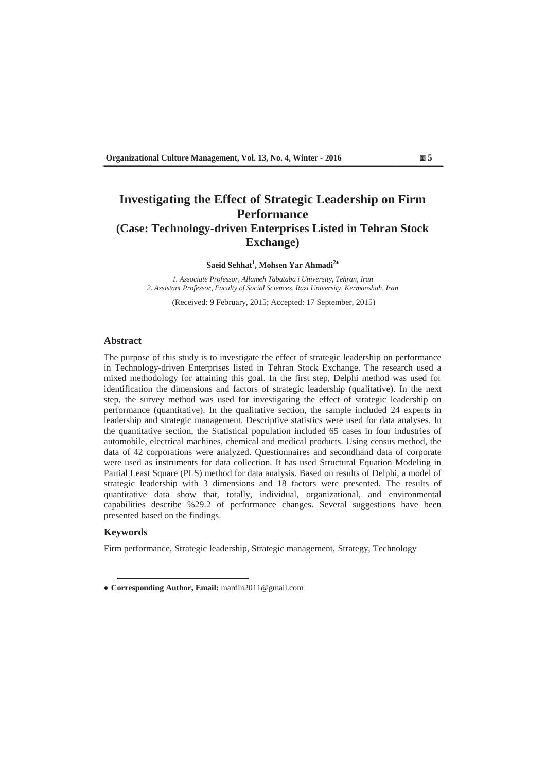# Investigating the Effect of Strategic Leadership on Firm Performance
## (Case: Technology-driven Enterprises Listed in Tehran Stock Exchange)

**Saeid Sehhat[1], Mohsen Yar Ahmadi[2*]**

*1. Associate Professor, Allameh Tabataba'i University, Tehran, Iran*
*2. Assistant Professor, Faculty of Social Sciences, Razi University, Kermanshah, Iran*

(Received: 9 February, 2015; Accepted: 17 September, 2015)

### Abstract

The purpose of this study is to investigate the effect of strategic leadership on performance in Technology-driven Enterprises listed in Tehran Stock Exchange. The research used a mixed methodology for attaining this goal. In the first step, Delphi method was used for identification the dimensions and factors of strategic leadership (qualitative). In the next step, the survey method was used for investigating the effect of strategic leadership on performance (quantitative). In the qualitative section, the sample included 24 experts in leadership and strategic management. Descriptive statistics were used for data analyses. In the quantitative section, the Statistical population included 65 cases in four industries of automobile, electrical machines, chemical and medical products. Using census method, the data of 42 corporations were analyzed. Questionnaires and secondhand data of corporate were used as instruments for data collection. It has used Structural Equation Modeling in Partial Least Square (PLS) method for data analysis. Based on results of Delphi, a model of strategic leadership with 3 dimensions and 18 factors were presented. The results of quantitative data show that, totally, individual, organizational, and environmental capabilities describe %29.2 of performance changes. Several suggestions have been presented based on the findings.

### Keywords

Firm performance, Strategic leadership, Strategic management, Strategy, Technology

---

* **Corresponding Author, Email:** mardin2011@gmail.com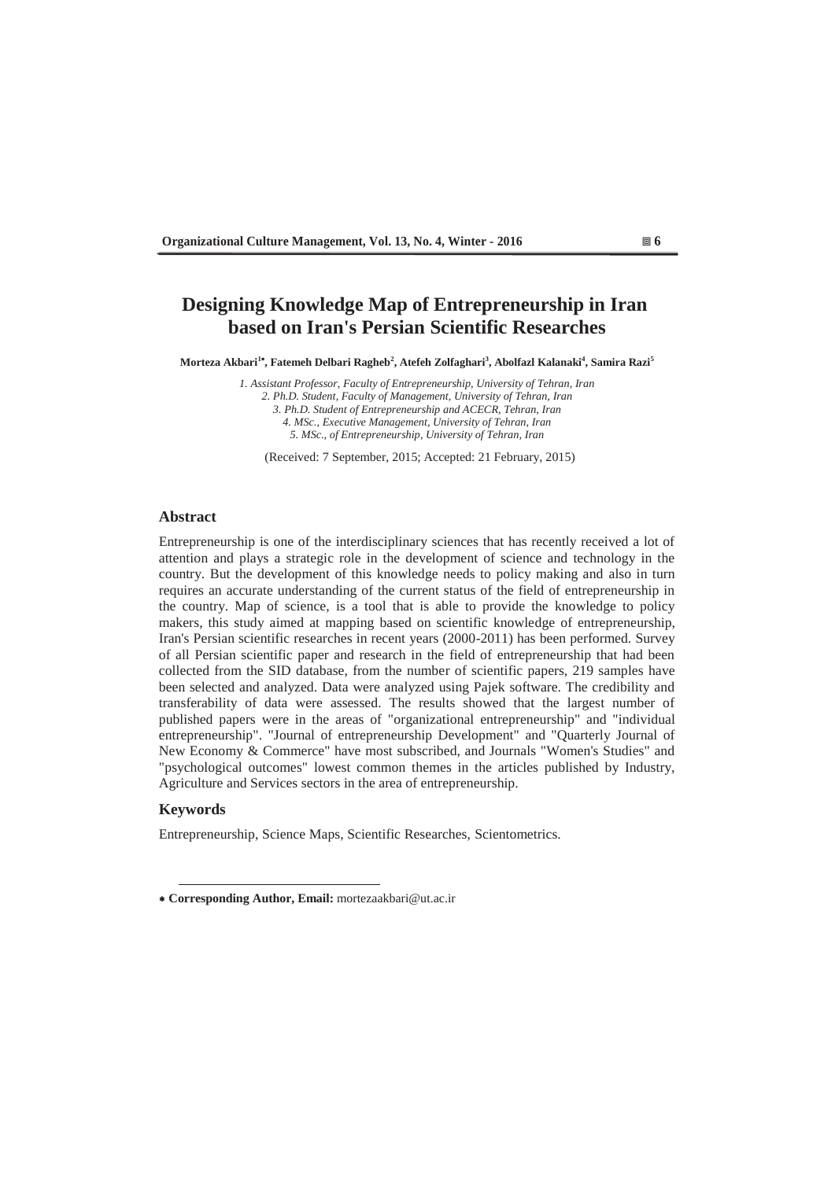# Designing Knowledge Map of Entrepreneurship in Iran based on Iran's Persian Scientific Researches

**Morteza Akbari[1*], Fatemeh Delbari Ragheb[2], Atefeh Zolfaghari[3], Abolfazl Kalanaki[4], Samira Razi[5]**

*1. Assistant Professor, Faculty of Entrepreneurship, University of Tehran, Iran*
*2. Ph.D. Student, Faculty of Management, University of Tehran, Iran*
*3. Ph.D. Student of Entrepreneurship and ACECR, Tehran, Iran*
*4. MSc., Executive Management, University of Tehran, Iran*
*5. MSc., of Entrepreneurship, University of Tehran, Iran*

(Received: 7 September, 2015; Accepted: 21 February, 2015)

## Abstract

Entrepreneurship is one of the interdisciplinary sciences that has recently received a lot of attention and plays a strategic role in the development of science and technology in the country. But the development of this knowledge needs to policy making and also in turn requires an accurate understanding of the current status of the field of entrepreneurship in the country. Map of science, is a tool that is able to provide the knowledge to policy makers, this study aimed at mapping based on scientific knowledge of entrepreneurship, Iran's Persian scientific researches in recent years (2000-2011) has been performed. Survey of all Persian scientific paper and research in the field of entrepreneurship that had been collected from the SID database, from the number of scientific papers, 219 samples have been selected and analyzed. Data were analyzed using Pajek software. The credibility and transferability of data were assessed. The results showed that the largest number of published papers were in the areas of "organizational entrepreneurship" and "individual entrepreneurship". "Journal of entrepreneurship Development" and "Quarterly Journal of New Economy & Commerce" have most subscribed, and Journals "Women's Studies" and "psychological outcomes" lowest common themes in the articles published by Industry, Agriculture and Services sectors in the area of entrepreneurship.

## Keywords

Entrepreneurship, Science Maps, Scientific Researches, Scientometrics.

---

* **Corresponding Author, Email:** mortezaakbari@ut.ac.ir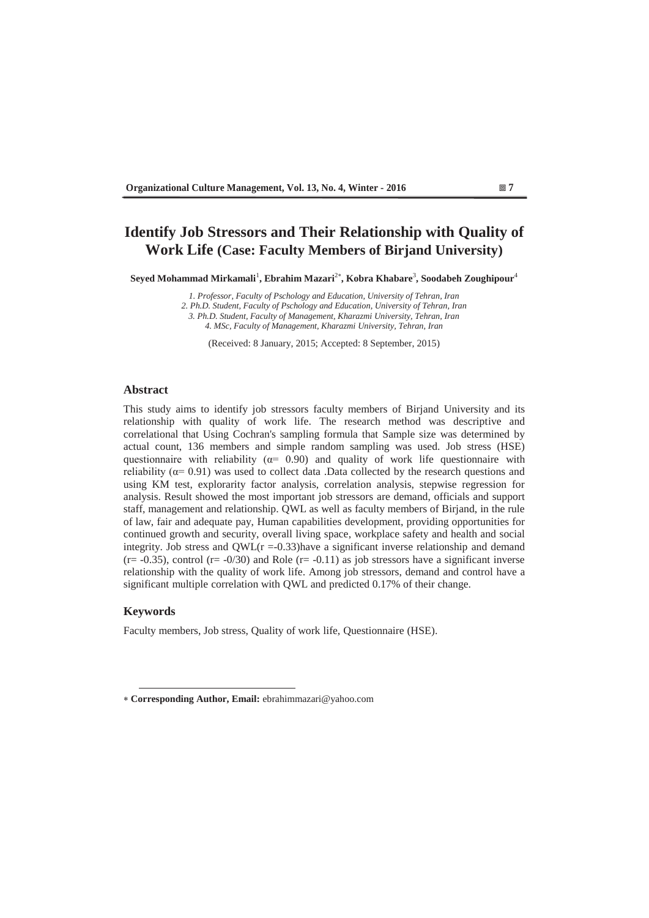# Identify Job Stressors and Their Relationship with Quality of Work Life (Case: Faculty Members of Birjand University)

**Seyed Mohammad Mirkamali**[1]**, Ebrahim Mazari**[2*]**, Kobra Khabare**[3]**, Soodabeh Zoughipour**[4]

*1. Professor, Faculty of Pschology and Education, University of Tehran, Iran*
*2. Ph.D. Student, Faculty of Pschology and Education, University of Tehran, Iran*
*3. Ph.D. Student, Faculty of Management, Kharazmi University, Tehran, Iran*
*4. MSc, Faculty of Management, Kharazmi University, Tehran, Iran*

(Received: 8 January, 2015; Accepted: 8 September, 2015)

## Abstract

This study aims to identify job stressors faculty members of Birjand University and its relationship with quality of work life. The research method was descriptive and correlational that Using Cochran's sampling formula that Sample size was determined by actual count, 136 members and simple random sampling was used. Job stress (HSE) questionnaire with reliability ($\alpha$= 0.90) and quality of work life questionnaire with reliability ($\alpha$= 0.91) was used to collect data .Data collected by the research questions and using KM test, explorarity factor analysis, correlation analysis, stepwise regression for analysis. Result showed the most important job stressors are demand, officials and support staff, management and relationship. QWL as well as faculty members of Birjand, in the rule of law, fair and adequate pay, Human capabilities development, providing opportunities for continued growth and security, overall living space, workplace safety and health and social integrity. Job stress and QWL($r$ =-0.33)have a significant inverse relationship and demand ($r$= -0.35), control ($r$= -0/30) and Role ($r$= -0.11) as job stressors have a significant inverse relationship with the quality of work life. Among job stressors, demand and control have a significant multiple correlation with QWL and predicted 0.17% of their change.

## Keywords

Faculty members, Job stress, Quality of work life, Questionnaire (HSE).

---

* **Corresponding Author, Email:** ebrahimmazari@yahoo.com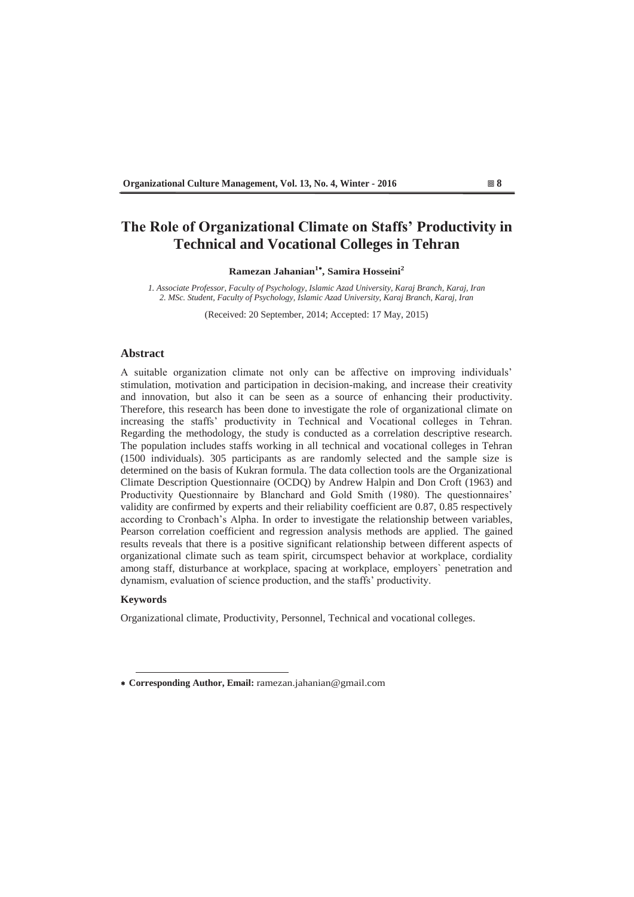# The Role of Organizational Climate on Staffs' Productivity in Technical and Vocational Colleges in Tehran

**Ramezan Jahanian[1*], Samira Hosseini[2]**

*1. Associate Professor, Faculty of Psychology, Islamic Azad University, Karaj Branch, Karaj, Iran*
*2. MSc. Student, Faculty of Psychology, Islamic Azad University, Karaj Branch, Karaj, Iran*

(Received: 20 September, 2014; Accepted: 17 May, 2015)

## Abstract

A suitable organization climate not only can be affective on improving individuals' stimulation, motivation and participation in decision-making, and increase their creativity and innovation, but also it can be seen as a source of enhancing their productivity. Therefore, this research has been done to investigate the role of organizational climate on increasing the staffs' productivity in Technical and Vocational colleges in Tehran. Regarding the methodology, the study is conducted as a correlation descriptive research. The population includes staffs working in all technical and vocational colleges in Tehran (1500 individuals). 305 participants as are randomly selected and the sample size is determined on the basis of Kukran formula. The data collection tools are the Organizational Climate Description Questionnaire (OCDQ) by Andrew Halpin and Don Croft (1963) and Productivity Questionnaire by Blanchard and Gold Smith (1980). The questionnaires' validity are confirmed by experts and their reliability coefficient are 0.87, 0.85 respectively according to Cronbach's Alpha. In order to investigate the relationship between variables, Pearson correlation coefficient and regression analysis methods are applied. The gained results reveals that there is a positive significant relationship between different aspects of organizational climate such as team spirit, circumspect behavior at workplace, cordiality among staff, disturbance at workplace, spacing at workplace, employers` penetration and dynamism, evaluation of science production, and the staffs' productivity.

### Keywords

Organizational climate, Productivity, Personnel, Technical and vocational colleges.

---

* **Corresponding Author, Email:** ramezan.jahanian@gmail.com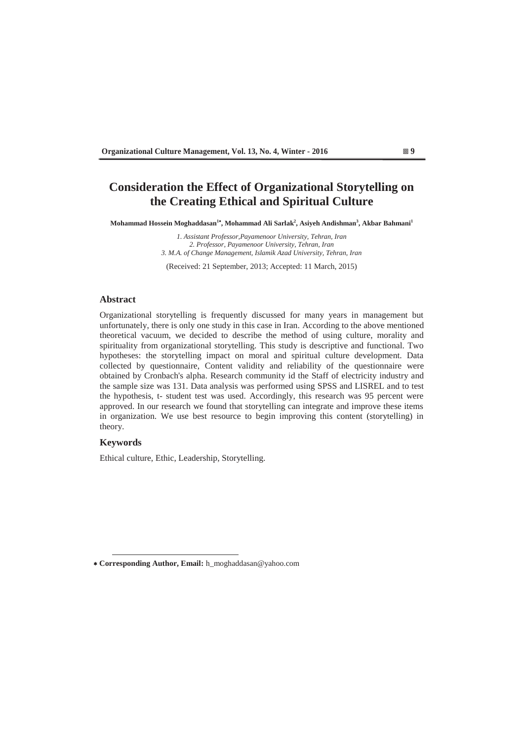# Consideration the Effect of Organizational Storytelling on the Creating Ethical and Spiritual Culture

**Mohammad Hossein Moghaddasan[1*], Mohammad Ali Sarlak[2], Asiyeh Andishman[3], Akbar Bahmani[1]**

*1. Assistant Professor,Payamenoor University, Tehran, Iran*
*2. Professor, Payamenoor University, Tehran, Iran*
*3. M.A. of Change Management, Islamik Azad University, Tehran, Iran*

(Received: 21 September, 2013; Accepted: 11 March, 2015)

## Abstract

Organizational storytelling is frequently discussed for many years in management but unfortunately, there is only one study in this case in Iran. According to the above mentioned theoretical vacuum, we decided to describe the method of using culture, morality and spirituality from organizational storytelling. This study is descriptive and functional. Two hypotheses: the storytelling impact on moral and spiritual culture development. Data collected by questionnaire, Content validity and reliability of the questionnaire were obtained by Cronbach's alpha. Research community id the Staff of electricity industry and the sample size was 131. Data analysis was performed using SPSS and LISREL and to test the hypothesis, t- student test was used. Accordingly, this research was 95 percent were approved. In our research we found that storytelling can integrate and improve these items in organization. We use best resource to begin improving this content (storytelling) in theory.

## Keywords

Ethical culture, Ethic, Leadership, Storytelling.

---

* **Corresponding Author, Email:** h_moghaddasan@yahoo.com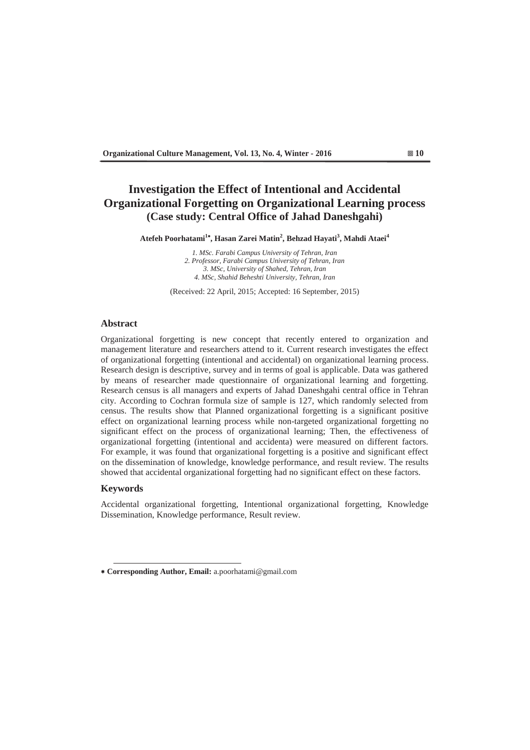# Investigation the Effect of Intentional and Accidental Organizational Forgetting on Organizational Learning process
## (Case study: Central Office of Jahad Daneshgahi)

**Atefeh Poorhatami[1*], Hasan Zarei Matin[2], Behzad Hayati[3], Mahdi Ataei[4]**

*1. MSc. Farabi Campus University of Tehran, Iran*
*2. Professor, Farabi Campus University of Tehran, Iran*
*3. MSc, University of Shahed, Tehran, Iran*
*4. MSc, Shahid Beheshti University, Tehran, Iran*

(Received: 22 April, 2015; Accepted: 16 September, 2015)

### Abstract

Organizational forgetting is new concept that recently entered to organization and management literature and researchers attend to it. Current research investigates the effect of organizational forgetting (intentional and accidental) on organizational learning process. Research design is descriptive, survey and in terms of goal is applicable. Data was gathered by means of researcher made questionnaire of organizational learning and forgetting. Research census is all managers and experts of Jahad Daneshgahi central office in Tehran city. According to Cochran formula size of sample is 127, which randomly selected from census. The results show that Planned organizational forgetting is a significant positive effect on organizational learning process while non-targeted organizational forgetting no significant effect on the process of organizational learning; Then, the effectiveness of organizational forgetting (intentional and accidenta) were measured on different factors. For example, it was found that organizational forgetting is a positive and significant effect on the dissemination of knowledge, knowledge performance, and result review. The results showed that accidental organizational forgetting had no significant effect on these factors.

### Keywords

Accidental organizational forgetting, Intentional organizational forgetting, Knowledge Dissemination, Knowledge performance, Result review.

---

* **Corresponding Author, Email:** a.poorhatami@gmail.com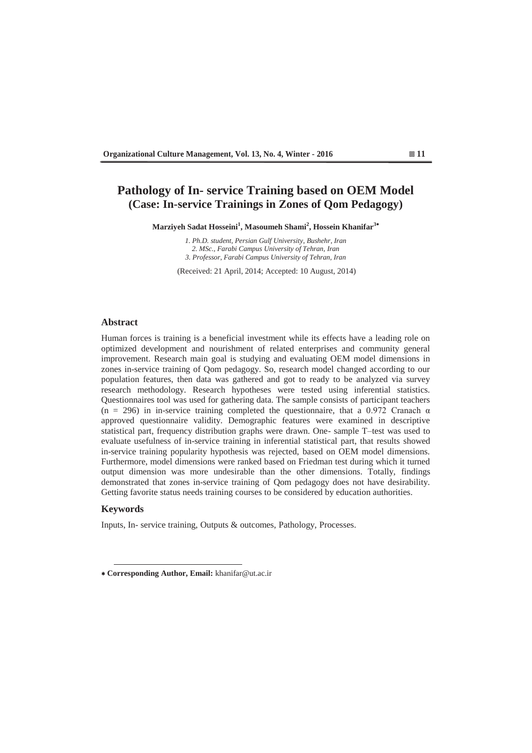# Pathology of In- service Training based on OEM Model (Case: In-service Trainings in Zones of Qom Pedagogy)

**Marziyeh Sadat Hosseini[1], Masoumeh Shami[2], Hossein Khanifar[3*]**

*1. Ph.D. student, Persian Gulf University, Bushehr, Iran*
*2. MSc., Farabi Campus University of Tehran, Iran*
*3. Professor, Farabi Campus University of Tehran, Iran*

(Received: 21 April, 2014; Accepted: 10 August, 2014)

## Abstract

Human forces is training is a beneficial investment while its effects have a leading role on optimized development and nourishment of related enterprises and community general improvement. Research main goal is studying and evaluating OEM model dimensions in zones in-service training of Qom pedagogy. So, research model changed according to our population features, then data was gathered and got to ready to be analyzed via survey research methodology. Research hypotheses were tested using inferential statistics. Questionnaires tool was used for gathering data. The sample consists of participant teachers (n = 296) in in-service training completed the questionnaire, that a 0.972 Cranach α approved questionnaire validity. Demographic features were examined in descriptive statistical part, frequency distribution graphs were drawn. One- sample T–test was used to evaluate usefulness of in-service training in inferential statistical part, that results showed in-service training popularity hypothesis was rejected, based on OEM model dimensions. Furthermore, model dimensions were ranked based on Friedman test during which it turned output dimension was more undesirable than the other dimensions. Totally, findings demonstrated that zones in-service training of Qom pedagogy does not have desirability. Getting favorite status needs training courses to be considered by education authorities.

## Keywords

Inputs, In- service training, Outputs & outcomes, Pathology, Processes.

---

* **Corresponding Author, Email:** khanifar@ut.ac.ir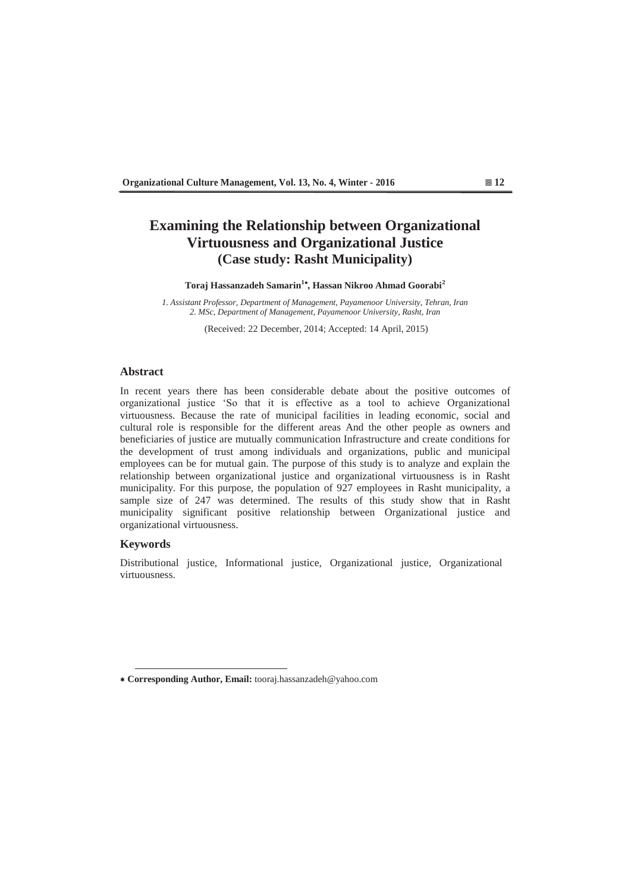# Examining the Relationship between Organizational Virtuousness and Organizational Justice
## (Case study: Rasht Municipality)

**Toraj Hassanzadeh Samarin[1]*, Hassan Nikroo Ahmad Goorabi[2]**

*1. Assistant Professor, Department of Management, Payamenoor University, Tehran, Iran*
*2. MSc, Department of Management, Payamenoor University, Rasht, Iran*

(Received: 22 December, 2014; Accepted: 14 April, 2015)

### Abstract

In recent years there has been considerable debate about the positive outcomes of organizational justice 'So that it is effective as a tool to achieve Organizational virtuousness. Because the rate of municipal facilities in leading economic, social and cultural role is responsible for the different areas And the other people as owners and beneficiaries of justice are mutually communication Infrastructure and create conditions for the development of trust among individuals and organizations, public and municipal employees can be for mutual gain. The purpose of this study is to analyze and explain the relationship between organizational justice and organizational virtuousness is in Rasht municipality. For this purpose, the population of 927 employees in Rasht municipality, a sample size of 247 was determined. The results of this study show that in Rasht municipality significant positive relationship between Organizational justice and organizational virtuousness.

### Keywords

Distributional justice, Informational justice, Organizational justice, Organizational virtuousness.

---

* **Corresponding Author, Email:** tooraj.hassanzadeh@yahoo.com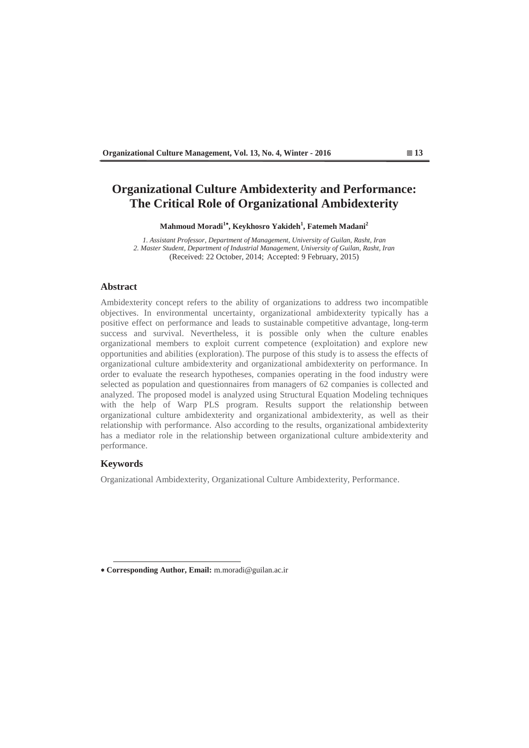# Organizational Culture Ambidexterity and Performance: The Critical Role of Organizational Ambidexterity

**Mahmoud Moradi[1*], Keykhosro Yakideh[1], Fatemeh Madani[2]**

*1. Assistant Professor, Department of Management, University of Guilan, Rasht, Iran*
*2. Master Student, Department of Industrial Management, University of Guilan, Rasht, Iran*
(Received: 22 October, 2014; Accepted: 9 February, 2015)

## Abstract

Ambidexterity concept refers to the ability of organizations to address two incompatible objectives. In environmental uncertainty, organizational ambidexterity typically has a positive effect on performance and leads to sustainable competitive advantage, long-term success and survival. Nevertheless, it is possible only when the culture enables organizational members to exploit current competence (exploitation) and explore new opportunities and abilities (exploration). The purpose of this study is to assess the effects of organizational culture ambidexterity and organizational ambidexterity on performance. In order to evaluate the research hypotheses, companies operating in the food industry were selected as population and questionnaires from managers of 62 companies is collected and analyzed. The proposed model is analyzed using Structural Equation Modeling techniques with the help of Warp PLS program. Results support the relationship between organizational culture ambidexterity and organizational ambidexterity, as well as their relationship with performance. Also according to the results, organizational ambidexterity has a mediator role in the relationship between organizational culture ambidexterity and performance.

## Keywords

Organizational Ambidexterity, Organizational Culture Ambidexterity, Performance.

---

* **Corresponding Author, Email:** m.moradi@guilan.ac.ir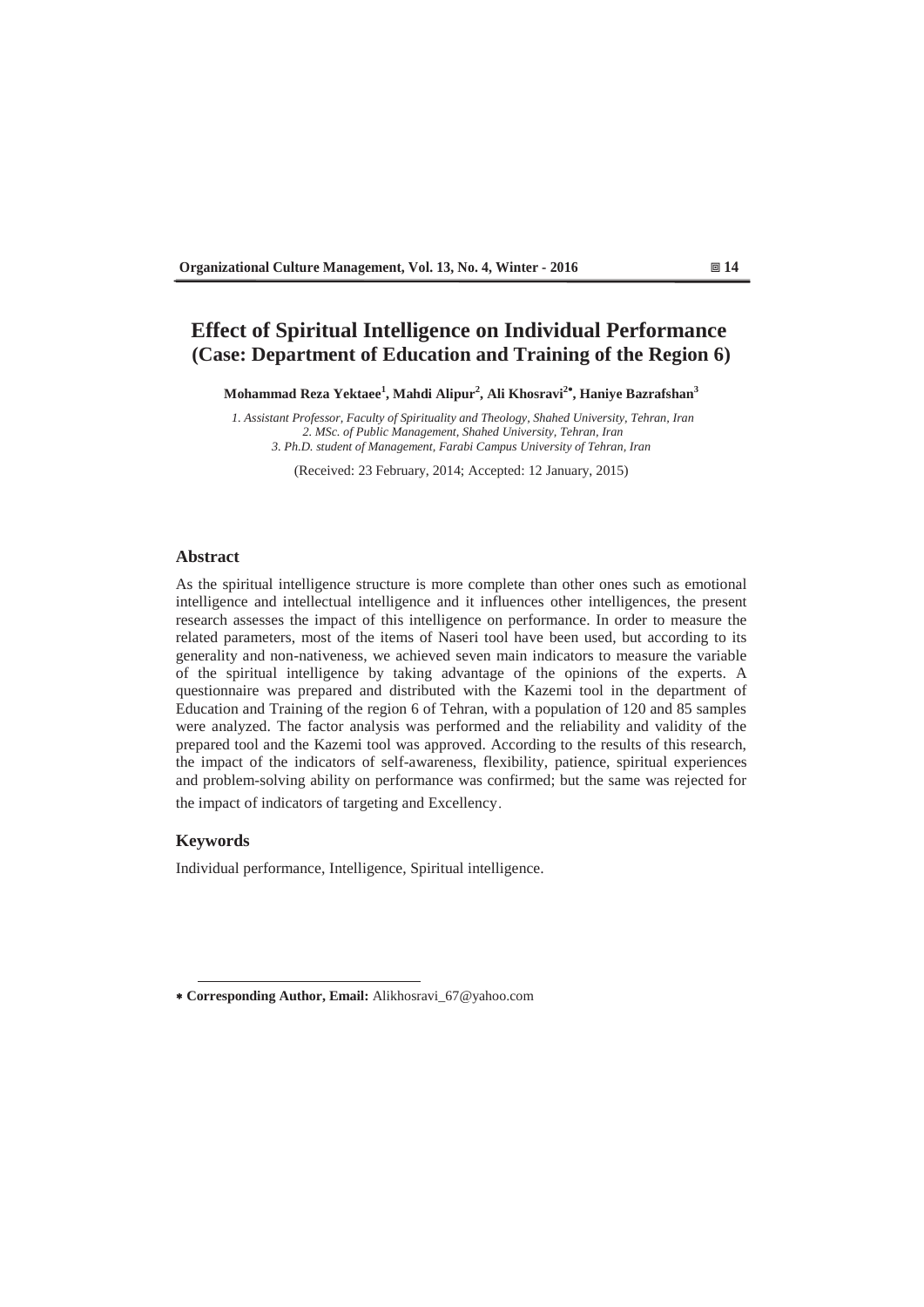# Effect of Spiritual Intelligence on Individual Performance
## (Case: Department of Education and Training of the Region 6)

**Mohammad Reza Yektaee[1], Mahdi Alipur[2], Ali Khosravi[2*], Haniye Bazrafshan[3]**

*1. Assistant Professor, Faculty of Spirituality and Theology, Shahed University, Tehran, Iran*
*2. MSc. of Public Management, Shahed University, Tehran, Iran*
*3. Ph.D. student of Management, Farabi Campus University of Tehran, Iran*

(Received: 23 February, 2014; Accepted: 12 January, 2015)

### Abstract

As the spiritual intelligence structure is more complete than other ones such as emotional intelligence and intellectual intelligence and it influences other intelligences, the present research assesses the impact of this intelligence on performance. In order to measure the related parameters, most of the items of Naseri tool have been used, but according to its generality and non-nativeness, we achieved seven main indicators to measure the variable of the spiritual intelligence by taking advantage of the opinions of the experts. A questionnaire was prepared and distributed with the Kazemi tool in the department of Education and Training of the region 6 of Tehran, with a population of 120 and 85 samples were analyzed. The factor analysis was performed and the reliability and validity of the prepared tool and the Kazemi tool was approved. According to the results of this research, the impact of the indicators of self-awareness, flexibility, patience, spiritual experiences and problem-solving ability on performance was confirmed; but the same was rejected for the impact of indicators of targeting and Excellency.

### Keywords

Individual performance, Intelligence, Spiritual intelligence.

---

* **Corresponding Author, Email:** Alikhosravi_67@yahoo.com